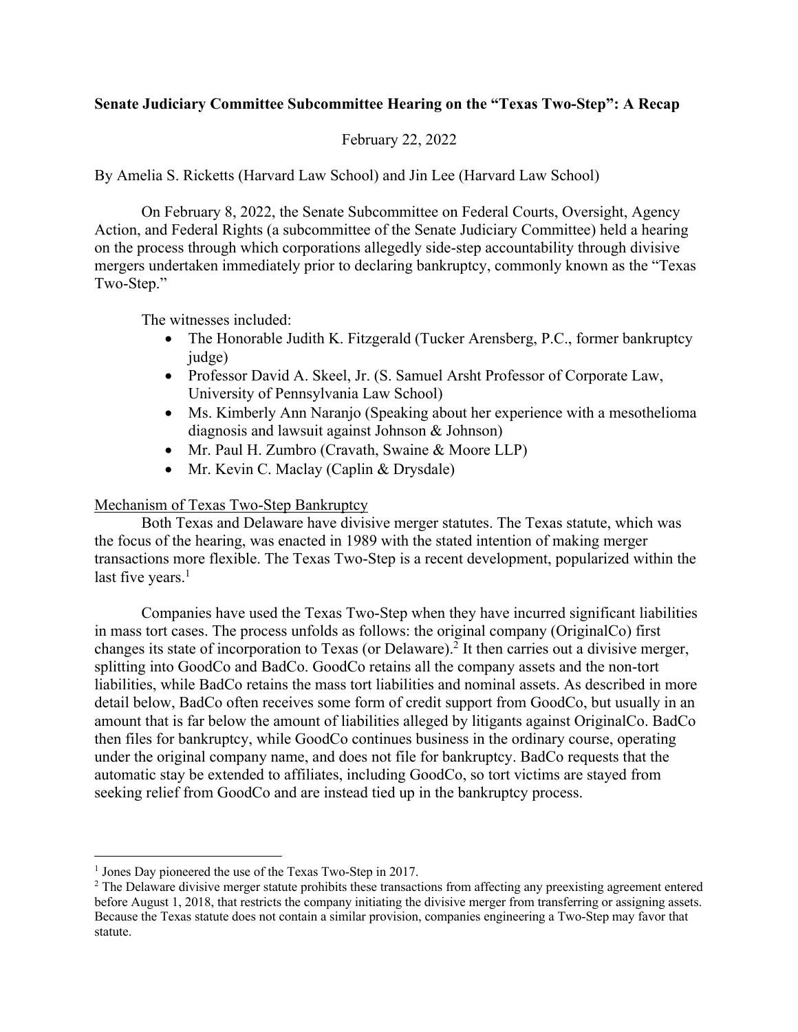**Senate Judiciary Committee Subcommittee Hearing on the "Texas Two-Step": A Recap**

February 22, 2022

By Amelia S. Ricketts (Harvard Law School) and Jin Lee (Harvard Law School)

On February 8, 2022, the Senate Subcommittee on Federal Courts, Oversight, Agency Action, and Federal Rights (a subcommittee of the Senate Judiciary Committee) held a hearing on the process through which corporations allegedly side-step accountability through divisive mergers undertaken immediately prior to declaring bankruptcy, commonly known as the "Texas Two-Step."

The witnesses included:

- The Honorable Judith K. Fitzgerald (Tucker Arensberg, P.C., former bankruptcy judge)
- Professor David A. Skeel, Jr. (S. Samuel Arsht Professor of Corporate Law, University of Pennsylvania Law School)
- Ms. Kimberly Ann Naranjo (Speaking about her experience with a mesothelioma diagnosis and lawsuit against Johnson & Johnson)
- Mr. Paul H. Zumbro (Cravath, Swaine & Moore LLP)
- Mr. Kevin C. Maclay (Caplin & Drysdale)

Mechanism of Texas Two-Step Bankruptcy

Both Texas and Delaware have divisive merger statutes. The Texas statute, which was the focus of the hearing, was enacted in 1989 with the stated intention of making merger transactions more flexible. The Texas Two-Step is a recent development, popularized within the last five years.[1]

Companies have used the Texas Two-Step when they have incurred significant liabilities in mass tort cases. The process unfolds as follows: the original company (OriginalCo) first changes its state of incorporation to Texas (or Delaware).[2] It then carries out a divisive merger, splitting into GoodCo and BadCo. GoodCo retains all the company assets and the non-tort liabilities, while BadCo retains the mass tort liabilities and nominal assets. As described in more detail below, BadCo often receives some form of credit support from GoodCo, but usually in an amount that is far below the amount of liabilities alleged by litigants against OriginalCo. BadCo then files for bankruptcy, while GoodCo continues business in the ordinary course, operating under the original company name, and does not file for bankruptcy. BadCo requests that the automatic stay be extended to affiliates, including GoodCo, so tort victims are stayed from seeking relief from GoodCo and are instead tied up in the bankruptcy process.

---

[1] Jones Day pioneered the use of the Texas Two-Step in 2017.

[2] The Delaware divisive merger statute prohibits these transactions from affecting any preexisting agreement entered before August 1, 2018, that restricts the company initiating the divisive merger from transferring or assigning assets. Because the Texas statute does not contain a similar provision, companies engineering a Two-Step may favor that statute.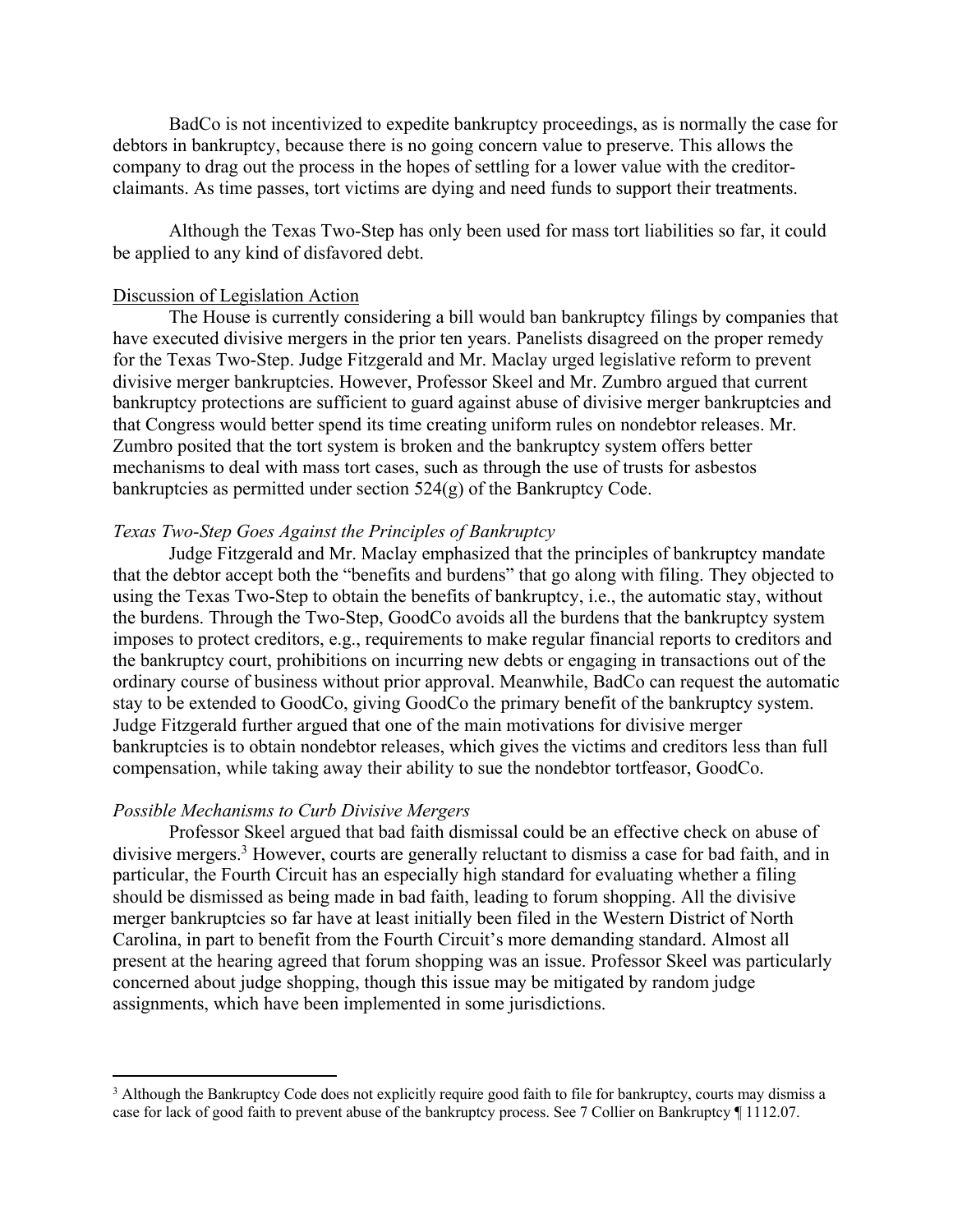BadCo is not incentivized to expedite bankruptcy proceedings, as is normally the case for debtors in bankruptcy, because there is no going concern value to preserve. This allows the company to drag out the process in the hopes of settling for a lower value with the creditor-claimants. As time passes, tort victims are dying and need funds to support their treatments.

Although the Texas Two-Step has only been used for mass tort liabilities so far, it could be applied to any kind of disfavored debt.

<u>Discussion of Legislation Action</u>

The House is currently considering a bill would ban bankruptcy filings by companies that have executed divisive mergers in the prior ten years. Panelists disagreed on the proper remedy for the Texas Two-Step. Judge Fitzgerald and Mr. Maclay urged legislative reform to prevent divisive merger bankruptcies. However, Professor Skeel and Mr. Zumbro argued that current bankruptcy protections are sufficient to guard against abuse of divisive merger bankruptcies and that Congress would better spend its time creating uniform rules on nondebtor releases. Mr. Zumbro posited that the tort system is broken and the bankruptcy system offers better mechanisms to deal with mass tort cases, such as through the use of trusts for asbestos bankruptcies as permitted under section 524(g) of the Bankruptcy Code.

*Texas Two-Step Goes Against the Principles of Bankruptcy*

Judge Fitzgerald and Mr. Maclay emphasized that the principles of bankruptcy mandate that the debtor accept both the "benefits and burdens" that go along with filing. They objected to using the Texas Two-Step to obtain the benefits of bankruptcy, i.e., the automatic stay, without the burdens. Through the Two-Step, GoodCo avoids all the burdens that the bankruptcy system imposes to protect creditors, e.g., requirements to make regular financial reports to creditors and the bankruptcy court, prohibitions on incurring new debts or engaging in transactions out of the ordinary course of business without prior approval. Meanwhile, BadCo can request the automatic stay to be extended to GoodCo, giving GoodCo the primary benefit of the bankruptcy system. Judge Fitzgerald further argued that one of the main motivations for divisive merger bankruptcies is to obtain nondebtor releases, which gives the victims and creditors less than full compensation, while taking away their ability to sue the nondebtor tortfeasor, GoodCo.

*Possible Mechanisms to Curb Divisive Mergers*

Professor Skeel argued that bad faith dismissal could be an effective check on abuse of divisive mergers.[3] However, courts are generally reluctant to dismiss a case for bad faith, and in particular, the Fourth Circuit has an especially high standard for evaluating whether a filing should be dismissed as being made in bad faith, leading to forum shopping. All the divisive merger bankruptcies so far have at least initially been filed in the Western District of North Carolina, in part to benefit from the Fourth Circuit's more demanding standard. Almost all present at the hearing agreed that forum shopping was an issue. Professor Skeel was particularly concerned about judge shopping, though this issue may be mitigated by random judge assignments, which have been implemented in some jurisdictions.

---

[3] Although the Bankruptcy Code does not explicitly require good faith to file for bankruptcy, courts may dismiss a case for lack of good faith to prevent abuse of the bankruptcy process. See 7 Collier on Bankruptcy ¶ 1112.07.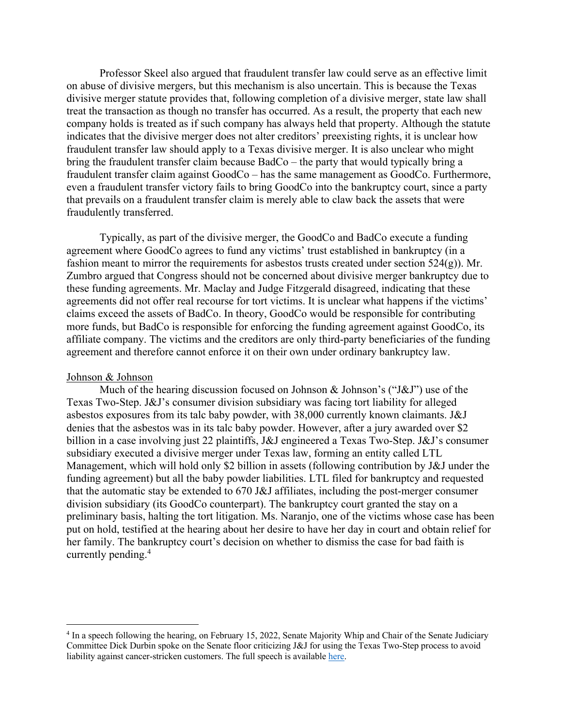Professor Skeel also argued that fraudulent transfer law could serve as an effective limit on abuse of divisive mergers, but this mechanism is also uncertain. This is because the Texas divisive merger statute provides that, following completion of a divisive merger, state law shall treat the transaction as though no transfer has occurred. As a result, the property that each new company holds is treated as if such company has always held that property. Although the statute indicates that the divisive merger does not alter creditors' preexisting rights, it is unclear how fraudulent transfer law should apply to a Texas divisive merger. It is also unclear who might bring the fraudulent transfer claim because BadCo – the party that would typically bring a fraudulent transfer claim against GoodCo – has the same management as GoodCo. Furthermore, even a fraudulent transfer victory fails to bring GoodCo into the bankruptcy court, since a party that prevails on a fraudulent transfer claim is merely able to claw back the assets that were fraudulently transferred.

Typically, as part of the divisive merger, the GoodCo and BadCo execute a funding agreement where GoodCo agrees to fund any victims' trust established in bankruptcy (in a fashion meant to mirror the requirements for asbestos trusts created under section 524(g)). Mr. Zumbro argued that Congress should not be concerned about divisive merger bankruptcy due to these funding agreements. Mr. Maclay and Judge Fitzgerald disagreed, indicating that these agreements did not offer real recourse for tort victims. It is unclear what happens if the victims' claims exceed the assets of BadCo. In theory, GoodCo would be responsible for contributing more funds, but BadCo is responsible for enforcing the funding agreement against GoodCo, its affiliate company. The victims and the creditors are only third-party beneficiaries of the funding agreement and therefore cannot enforce it on their own under ordinary bankruptcy law.

Johnson & Johnson

Much of the hearing discussion focused on Johnson & Johnson's ("J&J") use of the Texas Two-Step. J&J's consumer division subsidiary was facing tort liability for alleged asbestos exposures from its talc baby powder, with 38,000 currently known claimants. J&J denies that the asbestos was in its talc baby powder. However, after a jury awarded over $2 billion in a case involving just 22 plaintiffs, J&J engineered a Texas Two-Step. J&J's consumer subsidiary executed a divisive merger under Texas law, forming an entity called LTL Management, which will hold only $2 billion in assets (following contribution by J&J under the funding agreement) but all the baby powder liabilities. LTL filed for bankruptcy and requested that the automatic stay be extended to 670 J&J affiliates, including the post-merger consumer division subsidiary (its GoodCo counterpart). The bankruptcy court granted the stay on a preliminary basis, halting the tort litigation. Ms. Naranjo, one of the victims whose case has been put on hold, testified at the hearing about her desire to have her day in court and obtain relief for her family. The bankruptcy court's decision on whether to dismiss the case for bad faith is currently pending.[4]

[4] In a speech following the hearing, on February 15, 2022, Senate Majority Whip and Chair of the Senate Judiciary Committee Dick Durbin spoke on the Senate floor criticizing J&J for using the Texas Two-Step process to avoid liability against cancer-stricken customers. The full speech is available here.